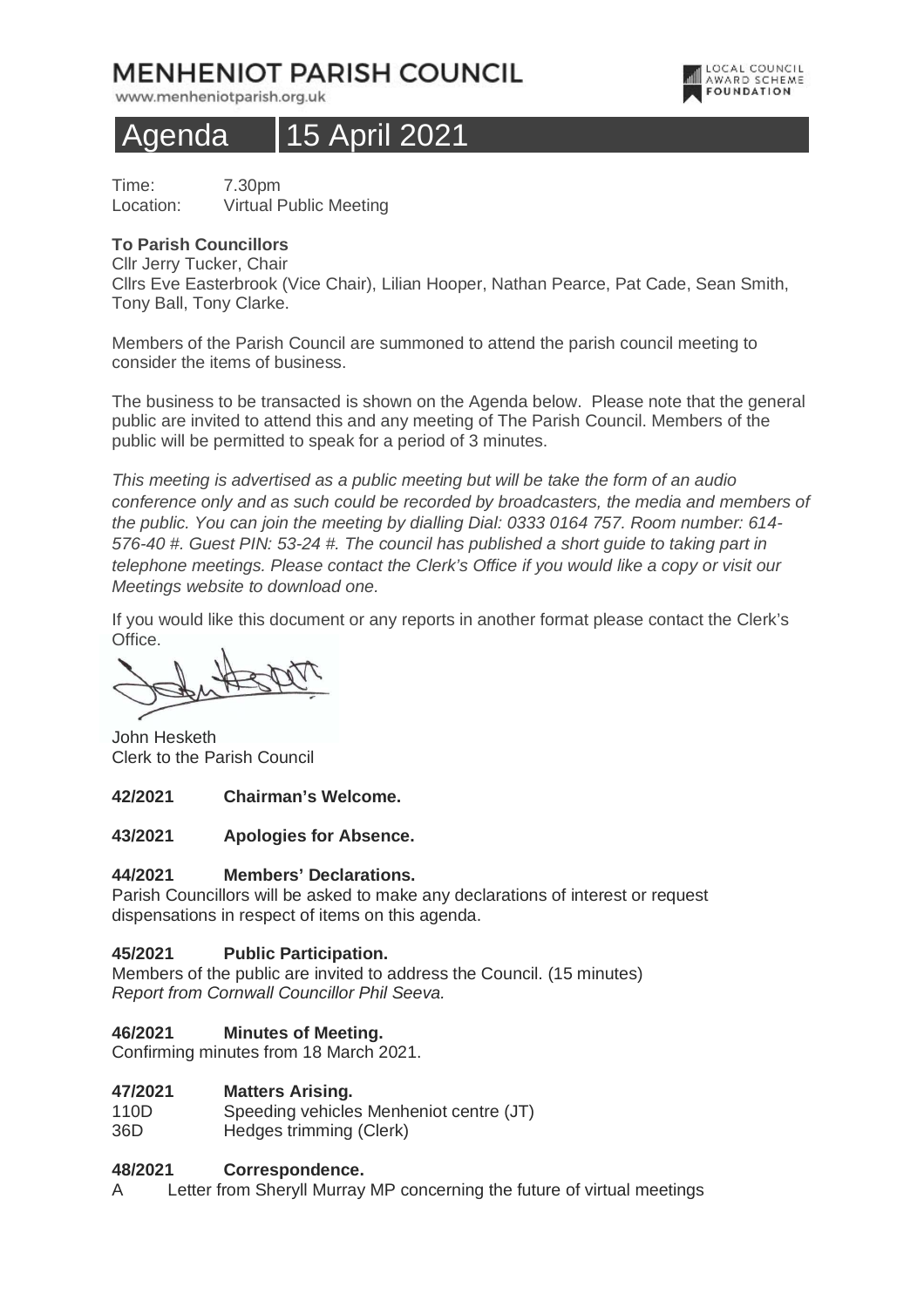# MENHENIOT PARISH COUNCIL

www.menheniotparish.org.uk

LOCAL COUNCIL AWARD SCHEME FOUNDATION

## Agenda 15 April 2021

Time: 7.30pm
Location: Virtual Public Meeting

**To Parish Councillors**
Cllr Jerry Tucker, Chair
Cllrs Eve Easterbrook (Vice Chair), Lilian Hooper, Nathan Pearce, Pat Cade, Sean Smith, Tony Ball, Tony Clarke.

Members of the Parish Council are summoned to attend the parish council meeting to consider the items of business.

The business to be transacted is shown on the Agenda below. Please note that the general public are invited to attend this and any meeting of The Parish Council. Members of the public will be permitted to speak for a period of 3 minutes.

*This meeting is advertised as a public meeting but will be take the form of an audio conference only and as such could be recorded by broadcasters, the media and members of the public. You can join the meeting by dialling Dial: 0333 0164 757. Room number: 614-576-40 #. Guest PIN: 53-24 #. The council has published a short guide to taking part in telephone meetings. Please contact the Clerk's Office if you would like a copy or visit our Meetings website to download one.*

If you would like this document or any reports in another format please contact the Clerk's Office.

John Hesketh
Clerk to the Parish Council

**42/2021 Chairman's Welcome.**

**43/2021 Apologies for Absence.**

**44/2021 Members' Declarations.**
Parish Councillors will be asked to make any declarations of interest or request dispensations in respect of items on this agenda.

**45/2021 Public Participation.**
Members of the public are invited to address the Council. (15 minutes)
*Report from Cornwall Councillor Phil Seeva.*

**46/2021 Minutes of Meeting.**
Confirming minutes from 18 March 2021.

**47/2021 Matters Arising.**
110D Speeding vehicles Menheniot centre (JT)
36D Hedges trimming (Clerk)

**48/2021 Correspondence.**
A Letter from Sheryll Murray MP concerning the future of virtual meetings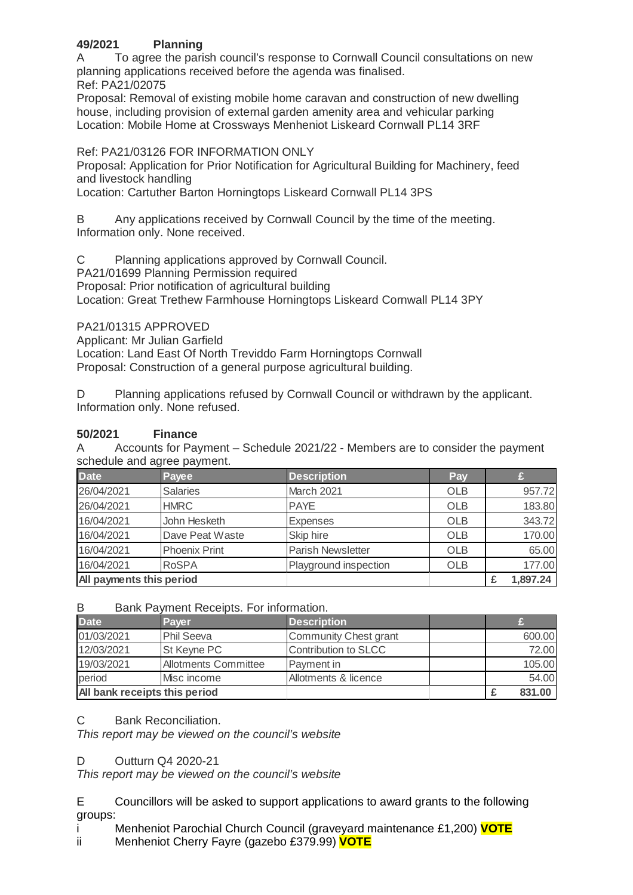### 49/2021 Planning

A To agree the parish council's response to Cornwall Council consultations on new planning applications received before the agenda was finalised.

Ref: PA21/02075

Proposal: Removal of existing mobile home caravan and construction of new dwelling house, including provision of external garden amenity area and vehicular parking

Location: Mobile Home at Crossways Menheniot Liskeard Cornwall PL14 3RF

Ref: PA21/03126 FOR INFORMATION ONLY

Proposal: Application for Prior Notification for Agricultural Building for Machinery, feed and livestock handling

Location: Cartuther Barton Horningtops Liskeard Cornwall PL14 3PS

B Any applications received by Cornwall Council by the time of the meeting. Information only. None received.

C Planning applications approved by Cornwall Council.

PA21/01699 Planning Permission required

Proposal: Prior notification of agricultural building

Location: Great Trethew Farmhouse Horningtops Liskeard Cornwall PL14 3PY

PA21/01315 APPROVED

Applicant: Mr Julian Garfield

Location: Land East Of North Treviddo Farm Horningtops Cornwall

Proposal: Construction of a general purpose agricultural building.

D Planning applications refused by Cornwall Council or withdrawn by the applicant. Information only. None refused.

### 50/2021 Finance

A Accounts for Payment – Schedule 2021/22 - Members are to consider the payment schedule and agree payment.

| Date | Payee | Description | Pay | £ |
|---|---|---|---|---|
| 26/04/2021 | Salaries | March 2021 | OLB | 957.72 |
| 26/04/2021 | HMRC | PAYE | OLB | 183.80 |
| 16/04/2021 | John Hesketh | Expenses | OLB | 343.72 |
| 16/04/2021 | Dave Peat Waste | Skip hire | OLB | 170.00 |
| 16/04/2021 | Phoenix Print | Parish Newsletter | OLB | 65.00 |
| 16/04/2021 | RoSPA | Playground inspection | OLB | 177.00 |
| **All payments this period** | | | | **£ 1,897.24** |

B Bank Payment Receipts. For information.

| Date | Payer | Description | | £ |
|---|---|---|---|---|
| 01/03/2021 | Phil Seeva | Community Chest grant | | 600.00 |
| 12/03/2021 | St Keyne PC | Contribution to SLCC | | 72.00 |
| 19/03/2021 | Allotments Committee | Payment in | | 105.00 |
| period | Misc income | Allotments & licence | | 54.00 |
| **All bank receipts this period** | | | | **£ 831.00** |

C Bank Reconciliation.

*This report may be viewed on the council's website*

D Outturn Q4 2020-21

*This report may be viewed on the council's website*

E Councillors will be asked to support applications to award grants to the following groups:

i Menheniot Parochial Church Council (graveyard maintenance £1,200) **VOTE**

ii Menheniot Cherry Fayre (gazebo £379.99) **VOTE**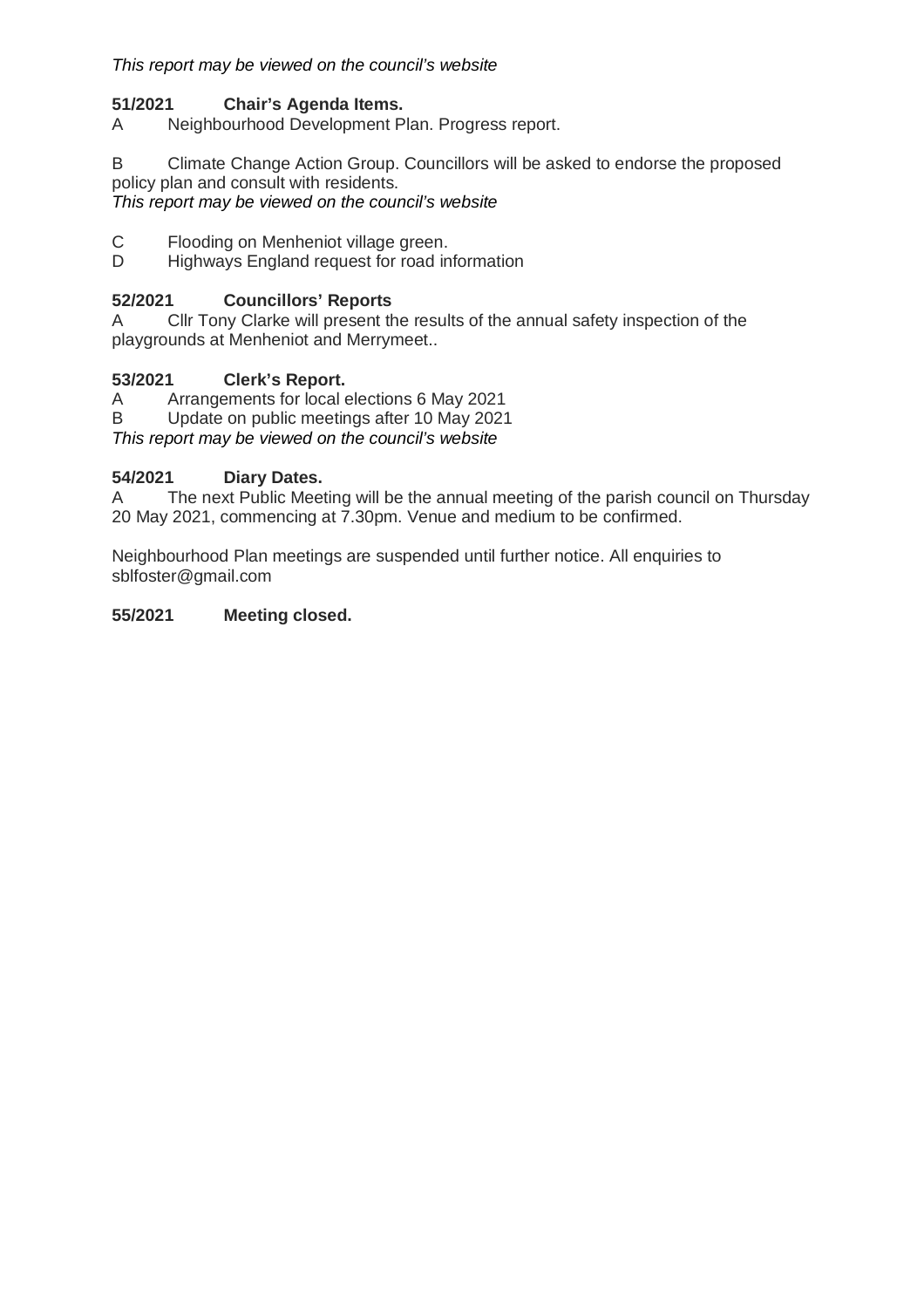*This report may be viewed on the council's website*

**51/2021 Chair's Agenda Items.**

A Neighbourhood Development Plan. Progress report.

B Climate Change Action Group. Councillors will be asked to endorse the proposed policy plan and consult with residents.
*This report may be viewed on the council's website*

C Flooding on Menheniot village green.
D Highways England request for road information

**52/2021 Councillors' Reports**

A Cllr Tony Clarke will present the results of the annual safety inspection of the playgrounds at Menheniot and Merrymeet..

**53/2021 Clerk's Report.**

A Arrangements for local elections 6 May 2021
B Update on public meetings after 10 May 2021
*This report may be viewed on the council's website*

**54/2021 Diary Dates.**

A The next Public Meeting will be the annual meeting of the parish council on Thursday 20 May 2021, commencing at 7.30pm. Venue and medium to be confirmed.

Neighbourhood Plan meetings are suspended until further notice. All enquiries to sblfoster@gmail.com

**55/2021 Meeting closed.**